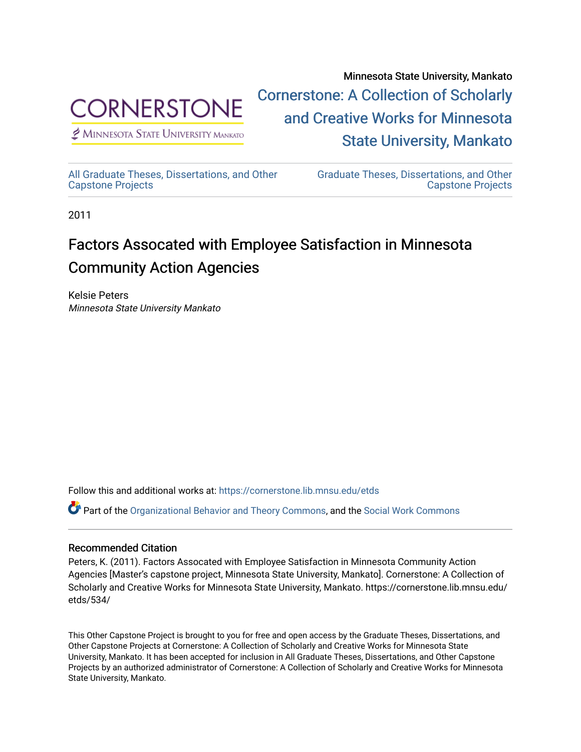Minnesota State University, Mankato

Cornerstone: A Collection of Scholarly and Creative Works for Minnesota State University, Mankato

All Graduate Theses, Dissertations, and Other Capstone Projects

Graduate Theses, Dissertations, and Other Capstone Projects

2011

# Factors Assocated with Employee Satisfaction in Minnesota Community Action Agencies

Kelsie Peters
*Minnesota State University Mankato*

Follow this and additional works at: https://cornerstone.lib.mnsu.edu/etds

Part of the Organizational Behavior and Theory Commons, and the Social Work Commons

## Recommended Citation

Peters, K. (2011). Factors Associated with Employee Satisfaction in Minnesota Community Action Agencies [Master's capstone project, Minnesota State University, Mankato]. Cornerstone: A Collection of Scholarly and Creative Works for Minnesota State University, Mankato. https://cornerstone.lib.mnsu.edu/etds/534/

This Other Capstone Project is brought to you for free and open access by the Graduate Theses, Dissertations, and Other Capstone Projects at Cornerstone: A Collection of Scholarly and Creative Works for Minnesota State University, Mankato. It has been accepted for inclusion in All Graduate Theses, Dissertations, and Other Capstone Projects by an authorized administrator of Cornerstone: A Collection of Scholarly and Creative Works for Minnesota State University, Mankato.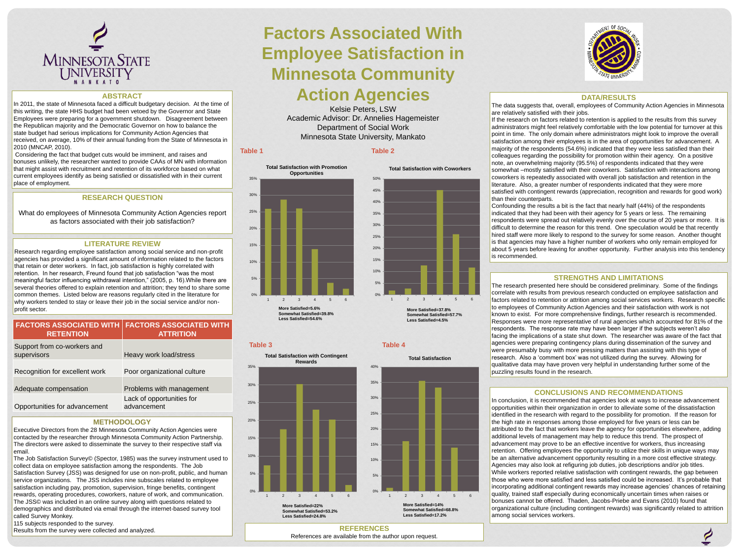# Factors Associated With Employee Satisfaction in Minnesota Community Action Agencies

Kelsie Peters, LSW
Academic Advisor: Dr. Annelies Hagemeister
Department of Social Work
Minnesota State University, Mankato

## ABSTRACT

In 2011, the state of Minnesota faced a difficult budgetary decision. At the time of this writing, the state HHS budget had been vetoed by the Governor and State Employees were preparing for a government shutdown. Disagreement between the Republican majority and the Democratic Governor on how to balance the state budget had serious implications for Community Action Agencies that received, on average, 10% of their annual funding from the State of Minnesota in 2010 (MNCAP, 2010).

Considering the fact that budget cuts would be imminent, and raises and bonuses unlikely, the researcher wanted to provide CAAs of MN with information that might assist with recruitment and retention of its workforce based on what current employees identify as being satisfied or dissatisfied with in their current place of employment.

## RESEARCH QUESTION

What do employees of Minnesota Community Action Agencies report as factors associated with their job satisfaction?

## LITERATURE REVIEW

Research regarding employee satisfaction among social service and non-profit agencies has provided a significant amount of information related to the factors that retain or deter workers. In fact, job satisfaction is highly correlated with retention. In her research, Freund found that job satisfaction "was the most meaningful factor influencing withdrawal intention," (2005, p. 16).While there are several theories offered to explain retention and attrition; they tend to share some common themes. Listed below are reasons regularly cited in the literature for why workers tended to stay or leave their job in the social service and/or non-profit sector.

| FACTORS ASSOCIATED WITH RETENTION | FACTORS ASSOCIATED WITH ATTRITION |
|---|---|
| Support from co-workers and supervisors | Heavy work load/stress |
| Recognition for excellent work | Poor organizational culture |
| Adequate compensation | Problems with management |
| Opportunities for advancement | Lack of opportunities for advancement |

## METHODOLOGY

Executive Directors from the 28 Minnesota Community Action Agencies were contacted by the researcher through Minnesota Community Action Partnership. The directors were asked to disseminate the survey to their respective staff via email.

The Job Satisfaction Survey© (Spector, 1985) was the survey instrument used to collect data on employee satisfaction among the respondents. The Job Satisfaction Survey (JSS) was designed for use on non-profit, public, and human service organizations. The JSS includes nine subscales related to employee satisfaction including pay, promotion, supervision, fringe benefits, contingent rewards, operating procedures, coworkers, nature of work, and communication. The JSS© was included in an online survey along with questions related to demographics and distributed via email through the internet-based survey tool called Survey Monkey.

115 subjects responded to the survey.

Results from the survey were collected and analyzed.

**Table 1**

Total Satisfaction with Promotion Opportunities

More Satisfied=5.6%
Somewhat Satisfied=39.8%
Less Satisfied=54.6%

**Table 2**

Total Satisfaction with Coworkers

More Satisfied=37.8%
Somewhat Satisfied=57.7%
Less Satisfied=4.5%

**Table 3**

Total Satisfaction with Contingent Rewards

More Satisfied=22%
Somewhat Satisfied=53.2%
Less Satisfied=24.8%

**Table 4**

Total Satisfaction

More Satisfied=14%
Somewhat Satisfied=68.8%
Less Satisfied=17.2%

## REFERENCES

References are available from the author upon request.

## DATA/RESULTS

The data suggests that, overall, employees of Community Action Agencies in Minnesota are relatively satisfied with their jobs.

If the research on factors related to retention is applied to the results from this survey administrators might feel relatively comfortable with the low potential for turnover at this point in time. The only domain where administrators might look to improve the overall satisfaction among their employees is in the area of opportunities for advancement. A majority of the respondents (54.6%) indicated that they were less satisfied than their colleagues regarding the possibility for promotion within their agency. On a positive note, an overwhelming majority (95.5%) of respondents indicated that they were somewhat –mostly satisfied with their coworkers. Satisfaction with interactions among coworkers is repeatedly associated with overall job satisfaction and retention in the literature. Also, a greater number of respondents indicated that they were more satisfied with contingent rewards (appreciation, recognition and rewards for good work) than their counterparts.

Confounding the results a bit is the fact that nearly half (44%) of the respondents indicated that they had been with their agency for 5 years or less. The remaining respondents were spread out relatively evenly over the course of 20 years or more. It is difficult to determine the reason for this trend. One speculation would be that recently hired staff were more likely to respond to the survey for some reason. Another thought is that agencies may have a higher number of workers who only remain employed for about 5 years before leaving for another opportunity. Further analysis into this tendency is recommended.

## STRENGTHS AND LIMITATIONS

The research presented here should be considered preliminary. Some of the findings correlate with results from previous research conducted on employee satisfaction and factors related to retention or attrition among social services workers. Research specific to employees of Community Action Agencies and their satisfaction with work is not known to exist. For more comprehensive findings, further research is recommended. Responses were more representative of rural agencies which accounted for 81% of the respondents. The response rate may have been larger if the subjects weren't also facing the implications of a state shut down. The researcher was aware of the fact that agencies were preparing contingency plans during dissemination of the survey and were presumably busy with more pressing matters than assisting with this type of research. Also a 'comment box' was not utilized during the survey. Allowing for qualitative data may have proven very helpful in understanding further some of the puzzling results found in the research.

## CONCLUSIONS AND RECOMMENDATIONS

In conclusion, it is recommended that agencies look at ways to increase advancement opportunities within their organization in order to alleviate some of the dissatisfaction identified in the research with regard to the possibility for promotion. If the reason for the high rate in responses among those employed for five years or less can be attributed to the fact that workers leave the agency for opportunities elsewhere, adding additional levels of management may help to reduce this trend. The prospect of advancement may prove to be an effective incentive for workers, thus increasing retention. Offering employees the opportunity to utilize their skills in unique ways may be an alternative advancement opportunity resulting in a more cost effective strategy. Agencies may also look at refiguring job duties, job descriptions and/or job titles.

While workers reported relative satisfaction with contingent rewards, the gap between those who were more satisfied and less satisfied could be increased. It's probable that incorporating additional contingent rewards may increase agencies' chances of retaining quality, trained staff especially during economically uncertain times when raises or bonuses cannot be offered. Thaden, Jacobs-Priebe and Evans (2010) found that organizational culture (including contingent rewards) was significantly related to attrition among social services workers.